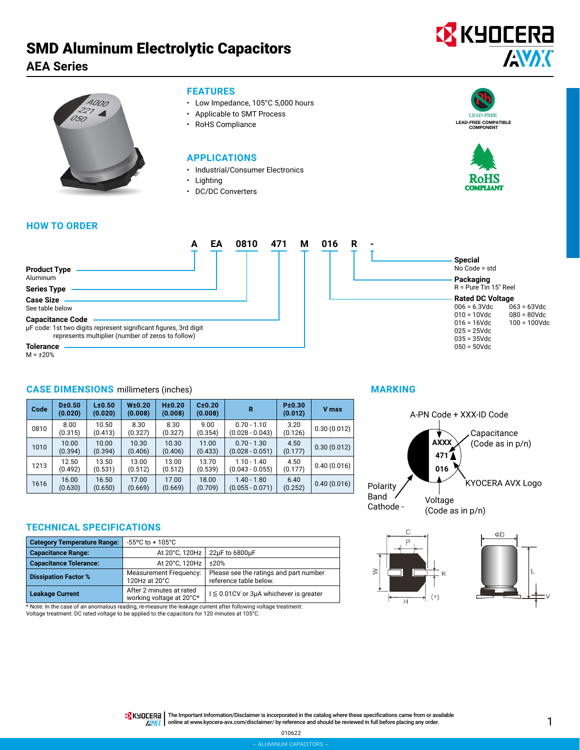# SMD Aluminum Electrolytic Capacitors

## AEA Series

### FEATURES

- Low Impedance, 105°C 5,000 hours
- Applicable to SMT Process
- RoHS Compliance

LEAD-FREE
LEAD-FREE COMPATIBLE COMPONENT

RoHS COMPLIANT

### APPLICATIONS

- Industrial/Consumer Electronics
- Lighting
- DC/DC Converters

### HOW TO ORDER

**A EA 0810 471 M 016 R -**

**Product Type** (A)
Aluminum

**Series Type** (EA)

**Case Size** (0810)
See table below

**Capacitance Code** (471)
µF code: 1st two digits represent significant figures, 3rd digit represents multiplier (number of zeros to follow)

**Tolerance** (M)
M = ±20%

**Rated DC Voltage** (016)
006 = 6.3Vdc
010 = 10Vdc
016 = 16Vdc
025 = 25Vdc
035 = 35Vdc
050 = 50Vdc
063 = 63Vdc
080 = 80Vdc
100 = 100Vdc

**Packaging** (R)
R = Pure Tin 15" Reel

**Special** (-)
No Code = std

### CASE DIMENSIONS millimeters (inches)

| Code | D±0.50 (0.020) | L±0.50 (0.020) | W±0.20 (0.008) | H±0.20 (0.008) | C±0.20 (0.008) | R | P±0.30 (0.012) | V max |
|---|---|---|---|---|---|---|---|---|
| 0810 | 8.00 (0.315) | 10.50 (0.413) | 8.30 (0.327) | 8.30 (0.327) | 9.00 (0.354) | 0.70 - 1.10 (0.028 - 0.043) | 3.20 (0.126) | 0.30 (0.012) |
| 1010 | 10.00 (0.394) | 10.00 (0.394) | 10.30 (0.406) | 10.30 (0.406) | 11.00 (0.433) | 0.70 - 1.30 (0.028 - 0.051) | 4.50 (0.177) | 0.30 (0.012) |
| 1213 | 12.50 (0.492) | 13.50 (0.531) | 13.00 (0.512) | 13.00 (0.512) | 13.70 (0.539) | 1.10 - 1.40 (0.043 - 0.055) | 4.50 (0.177) | 0.40 (0.016) |
| 1616 | 16.00 (0.630) | 16.50 (0.650) | 17.00 (0.669) | 17.00 (0.669) | 18.00 (0.709) | 1.40 - 1.80 (0.055 - 0.071) | 6.40 (0.252) | 0.40 (0.016) |

### MARKING

A-PN Code + XXX-ID Code

AXXX
471
016

Capacitance (Code as in p/n)

KYOCERA AVX Logo

Voltage (Code as in p/n)

Polarity Band Cathode -

### TECHNICAL SPECIFICATIONS

| Category Temperature Range: | -55ºC to + 105°C | |
|---|---|---|
| Capacitance Range: | At 20°C, 120Hz | 22µF to 6800µF |
| Capacitance Tolerance: | At 20°C, 120Hz | ±20% |
| Dissipation Factor % | Measurement Frequency: 120Hz at 20°C | Please see the ratings and part number reference table below. |
| Leakage Current | After 2 minutes at rated working voltage at 20°C* | I ≦ 0.01CV or 3µA whichever is greater |

* Note: In the case of an anomalous reading, re-measure the leakage current after following voltage treatment:
Voltage treatment: DC rated voltage to be applied to the capacitors for 120 minutes at 105°C.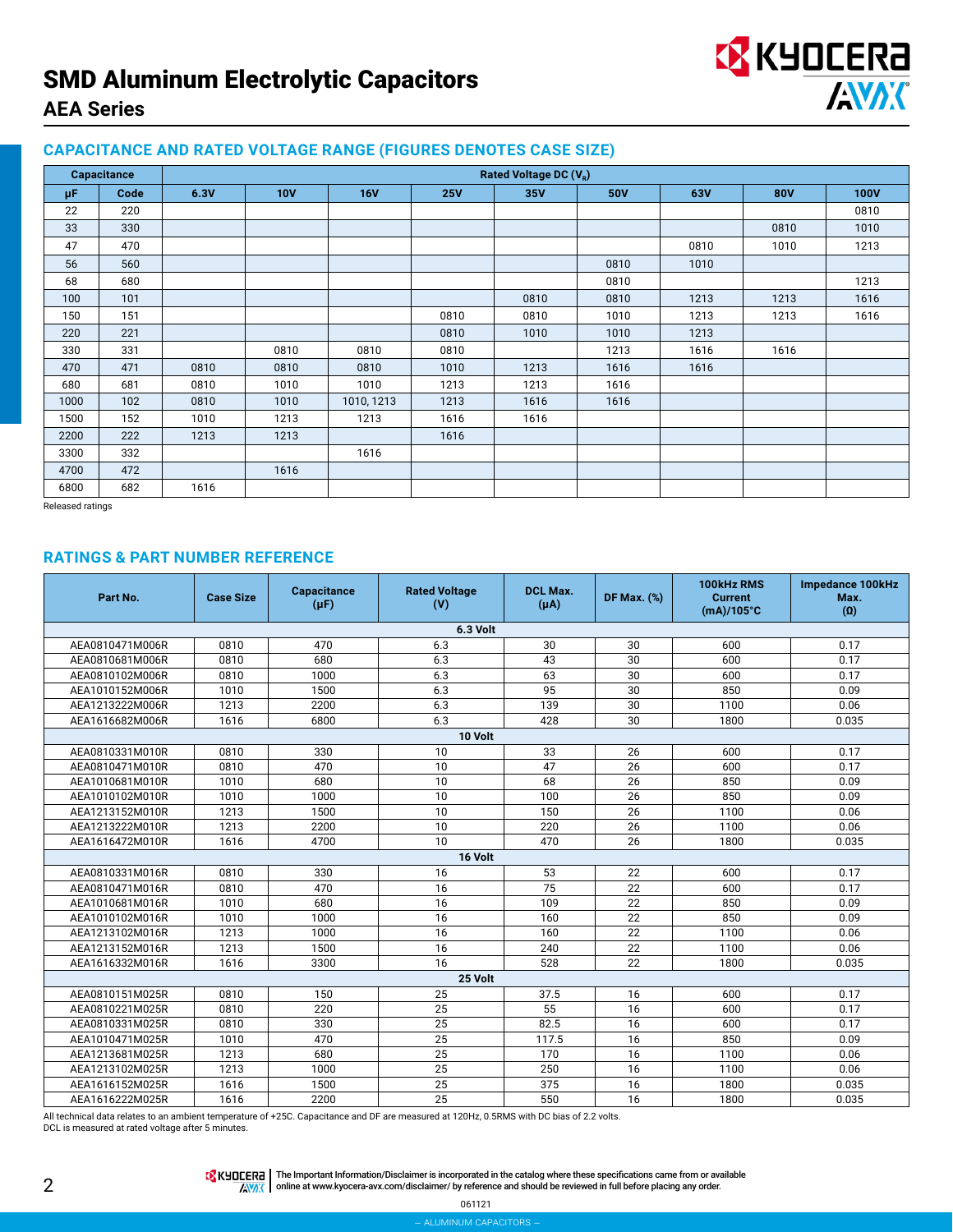# SMD Aluminum Electrolytic Capacitors

## AEA Series

### CAPACITANCE AND RATED VOLTAGE RANGE (FIGURES DENOTES CASE SIZE)

| Capacitance | | Rated Voltage DC ($V_R$) | | | | | | | | |
|---|---|---|---|---|---|---|---|---|---|---|
| µF | Code | 6.3V | 10V | 16V | 25V | 35V | 50V | 63V | 80V | 100V |
| 22 | 220 | | | | | | | | | 0810 |
| 33 | 330 | | | | | | | | 0810 | 1010 |
| 47 | 470 | | | | | | | 0810 | 1010 | 1213 |
| 56 | 560 | | | | | | 0810 | 1010 | | |
| 68 | 680 | | | | | | 0810 | | | 1213 |
| 100 | 101 | | | | | 0810 | 0810 | 1213 | 1213 | 1616 |
| 150 | 151 | | | | 0810 | 0810 | 1010 | 1213 | 1213 | 1616 |
| 220 | 221 | | | | 0810 | 1010 | 1010 | 1213 | | |
| 330 | 331 | | 0810 | 0810 | 0810 | | 1213 | 1616 | 1616 | |
| 470 | 471 | 0810 | 0810 | 0810 | 1010 | 1213 | 1616 | 1616 | | |
| 680 | 681 | 0810 | 1010 | 1010 | 1213 | 1213 | 1616 | | | |
| 1000 | 102 | 0810 | 1010 | 1010, 1213 | 1213 | 1616 | 1616 | | | |
| 1500 | 152 | 1010 | 1213 | 1213 | 1616 | 1616 | | | | |
| 2200 | 222 | 1213 | 1213 | | 1616 | | | | | |
| 3300 | 332 | | | 1616 | | | | | | |
| 4700 | 472 | | 1616 | | | | | | | |
| 6800 | 682 | 1616 | | | | | | | | |

Released ratings

### RATINGS & PART NUMBER REFERENCE

| Part No. | Case Size | Capacitance (µF) | Rated Voltage (V) | DCL Max. (µA) | DF Max. (%) | 100kHz RMS Current (mA)/105°C | Impedance 100kHz Max. (Ω) |
|---|---|---|---|---|---|---|---|
| **6.3 Volt** | | | | | | | |
| AEA0810471M006R | 0810 | 470 | 6.3 | 30 | 30 | 600 | 0.17 |
| AEA0810681M006R | 0810 | 680 | 6.3 | 43 | 30 | 600 | 0.17 |
| AEA0810102M006R | 0810 | 1000 | 6.3 | 63 | 30 | 600 | 0.17 |
| AEA1010152M006R | 1010 | 1500 | 6.3 | 95 | 30 | 850 | 0.09 |
| AEA1213222M006R | 1213 | 2200 | 6.3 | 139 | 30 | 1100 | 0.06 |
| AEA1616682M006R | 1616 | 6800 | 6.3 | 428 | 30 | 1800 | 0.035 |
| **10 Volt** | | | | | | | |
| AEA0810331M010R | 0810 | 330 | 10 | 33 | 26 | 600 | 0.17 |
| AEA0810471M010R | 0810 | 470 | 10 | 47 | 26 | 600 | 0.17 |
| AEA1010681M010R | 1010 | 680 | 10 | 68 | 26 | 850 | 0.09 |
| AEA1010102M010R | 1010 | 1000 | 10 | 100 | 26 | 850 | 0.09 |
| AEA1213152M010R | 1213 | 1500 | 10 | 150 | 26 | 1100 | 0.06 |
| AEA1213222M010R | 1213 | 2200 | 10 | 220 | 26 | 1100 | 0.06 |
| AEA1616472M010R | 1616 | 4700 | 10 | 470 | 26 | 1800 | 0.035 |
| **16 Volt** | | | | | | | |
| AEA0810331M016R | 0810 | 330 | 16 | 53 | 22 | 600 | 0.17 |
| AEA0810471M016R | 0810 | 470 | 16 | 75 | 22 | 600 | 0.17 |
| AEA1010681M016R | 1010 | 680 | 16 | 109 | 22 | 850 | 0.09 |
| AEA1010102M016R | 1010 | 1000 | 16 | 160 | 22 | 850 | 0.09 |
| AEA1213102M016R | 1213 | 1000 | 16 | 160 | 22 | 1100 | 0.06 |
| AEA1213152M016R | 1213 | 1500 | 16 | 240 | 22 | 1100 | 0.06 |
| AEA1616332M016R | 1616 | 3300 | 16 | 528 | 22 | 1800 | 0.035 |
| **25 Volt** | | | | | | | |
| AEA0810151M025R | 0810 | 150 | 25 | 37.5 | 16 | 600 | 0.17 |
| AEA0810221M025R | 0810 | 220 | 25 | 55 | 16 | 600 | 0.17 |
| AEA0810331M025R | 0810 | 330 | 25 | 82.5 | 16 | 600 | 0.17 |
| AEA1010471M025R | 1010 | 470 | 25 | 117.5 | 16 | 850 | 0.09 |
| AEA1213681M025R | 1213 | 680 | 25 | 170 | 16 | 1100 | 0.06 |
| AEA1213102M025R | 1213 | 1000 | 25 | 250 | 16 | 1100 | 0.06 |
| AEA1616152M025R | 1616 | 1500 | 25 | 375 | 16 | 1800 | 0.035 |
| AEA1616222M025R | 1616 | 2200 | 25 | 550 | 16 | 1800 | 0.035 |

All technical data relates to an ambient temperature of +25C. Capacitance and DF are measured at 120Hz, 0.5RMS with DC bias of 2.2 volts.
DCL is measured at rated voltage after 5 minutes.

The Important Information/Disclaimer is incorporated in the catalog where these specifications came from or available online at www.kyocera-avx.com/disclaimer/ by reference and should be reviewed in full before placing any order.

061121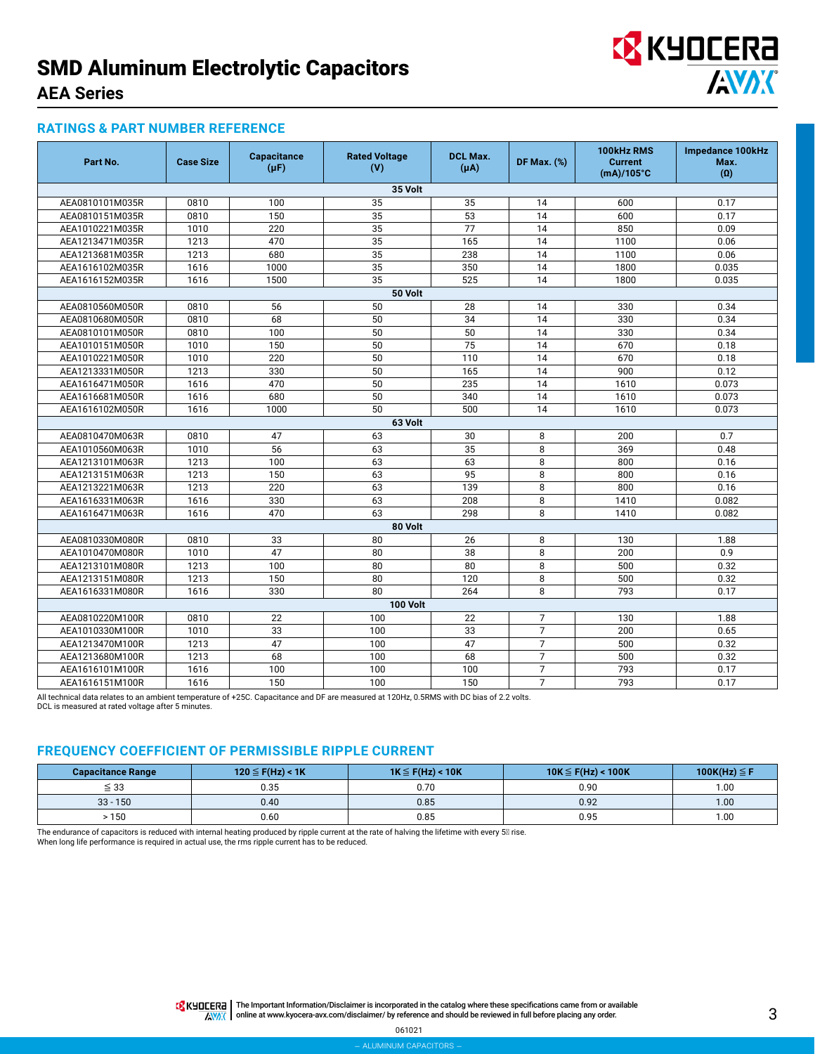# SMD Aluminum Electrolytic Capacitors

## AEA Series

### RATINGS & PART NUMBER REFERENCE

| Part No. | Case Size | Capacitance (μF) | Rated Voltage (V) | DCL Max. (μA) | DF Max. (%) | 100kHz RMS Current (mA)/105°C | Impedance 100kHz Max. (Ω) |
|---|---|---|---|---|---|---|---|
| **35 Volt** | | | | | | | |
| AEA0810101M035R | 0810 | 100 | 35 | 35 | 14 | 600 | 0.17 |
| AEA0810151M035R | 0810 | 150 | 35 | 53 | 14 | 600 | 0.17 |
| AEA1010221M035R | 1010 | 220 | 35 | 77 | 14 | 850 | 0.09 |
| AEA1213471M035R | 1213 | 470 | 35 | 165 | 14 | 1100 | 0.06 |
| AEA1213681M035R | 1213 | 680 | 35 | 238 | 14 | 1100 | 0.06 |
| AEA1616102M035R | 1616 | 1000 | 35 | 350 | 14 | 1800 | 0.035 |
| AEA1616152M035R | 1616 | 1500 | 35 | 525 | 14 | 1800 | 0.035 |
| **50 Volt** | | | | | | | |
| AEA0810560M050R | 0810 | 56 | 50 | 28 | 14 | 330 | 0.34 |
| AEA0810680M050R | 0810 | 68 | 50 | 34 | 14 | 330 | 0.34 |
| AEA0810101M050R | 0810 | 100 | 50 | 50 | 14 | 330 | 0.34 |
| AEA1010151M050R | 1010 | 150 | 50 | 75 | 14 | 670 | 0.18 |
| AEA1010221M050R | 1010 | 220 | 50 | 110 | 14 | 670 | 0.18 |
| AEA1213331M050R | 1213 | 330 | 50 | 165 | 14 | 900 | 0.12 |
| AEA1616471M050R | 1616 | 470 | 50 | 235 | 14 | 1610 | 0.073 |
| AEA1616681M050R | 1616 | 680 | 50 | 340 | 14 | 1610 | 0.073 |
| AEA1616102M050R | 1616 | 1000 | 50 | 500 | 14 | 1610 | 0.073 |
| **63 Volt** | | | | | | | |
| AEA0810470M063R | 0810 | 47 | 63 | 30 | 8 | 200 | 0.7 |
| AEA1010560M063R | 1010 | 56 | 63 | 35 | 8 | 369 | 0.48 |
| AEA1213101M063R | 1213 | 100 | 63 | 63 | 8 | 800 | 0.16 |
| AEA1213151M063R | 1213 | 150 | 63 | 95 | 8 | 800 | 0.16 |
| AEA1213221M063R | 1213 | 220 | 63 | 139 | 8 | 800 | 0.16 |
| AEA1616331M063R | 1616 | 330 | 63 | 208 | 8 | 1410 | 0.082 |
| AEA1616471M063R | 1616 | 470 | 63 | 298 | 8 | 1410 | 0.082 |
| **80 Volt** | | | | | | | |
| AEA0810330M080R | 0810 | 33 | 80 | 26 | 8 | 130 | 1.88 |
| AEA1010470M080R | 1010 | 47 | 80 | 38 | 8 | 200 | 0.9 |
| AEA1213101M080R | 1213 | 100 | 80 | 80 | 8 | 500 | 0.32 |
| AEA1213151M080R | 1213 | 150 | 80 | 120 | 8 | 500 | 0.32 |
| AEA1616331M080R | 1616 | 330 | 80 | 264 | 8 | 793 | 0.17 |
| **100 Volt** | | | | | | | |
| AEA0810220M100R | 0810 | 22 | 100 | 22 | 7 | 130 | 1.88 |
| AEA1010330M100R | 1010 | 33 | 100 | 33 | 7 | 200 | 0.65 |
| AEA1213470M100R | 1213 | 47 | 100 | 47 | 7 | 500 | 0.32 |
| AEA1213680M100R | 1213 | 68 | 100 | 68 | 7 | 500 | 0.32 |
| AEA1616101M100R | 1616 | 100 | 100 | 100 | 7 | 793 | 0.17 |
| AEA1616151M100R | 1616 | 150 | 100 | 150 | 7 | 793 | 0.17 |

All technical data relates to an ambient temperature of +25C. Capacitance and DF are measured at 120Hz, 0.5RMS with DC bias of 2.2 volts.
DCL is measured at rated voltage after 5 minutes.

### FREQUENCY COEFFICIENT OF PERMISSIBLE RIPPLE CURRENT

| Capacitance Range | 120 ≦ F(Hz) < 1K | 1K ≦ F(Hz) < 10K | 10K ≦ F(Hz) < 100K | 100K(Hz) ≦ F |
|---|---|---|---|---|
| ≦ 33 | 0.35 | 0.70 | 0.90 | 1.00 |
| 33 - 150 | 0.40 | 0.85 | 0.92 | 1.00 |
| > 150 | 0.60 | 0.85 | 0.95 | 1.00 |

The endurance of capacitors is reduced with internal heating produced by ripple current at the rate of halving the lifetime with every 5℃ rise.
When long life performance is required in actual use, the rms ripple current has to be reduced.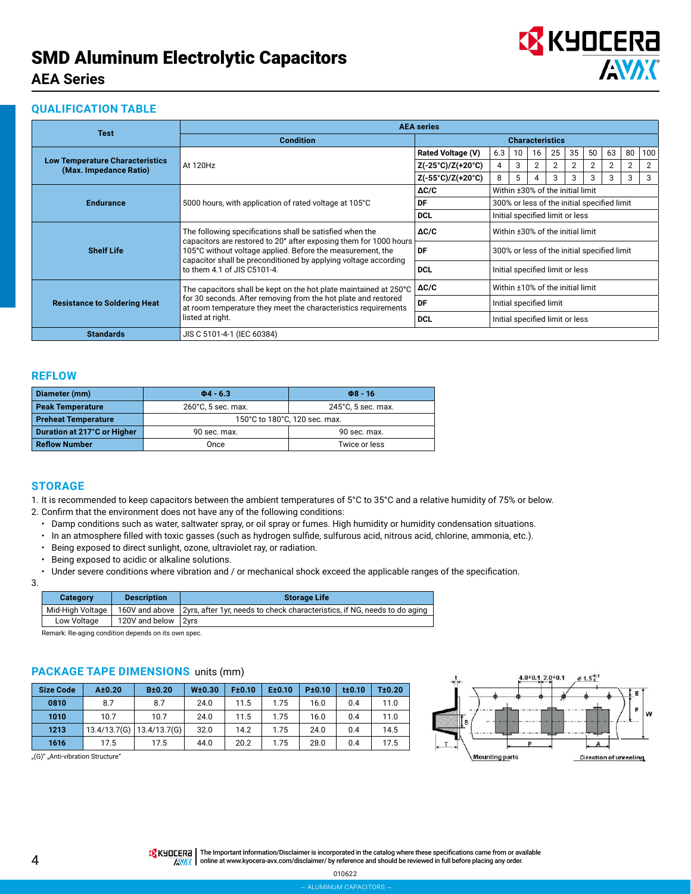# SMD Aluminum Electrolytic Capacitors

## AEA Series

## QUALIFICATION TABLE

| Test | AEA series | | | | | | | | | | | |
|---|---|---|---|---|---|---|---|---|---|---|---|---|
| | Condition | Characteristics | | | | | | | | | | |
| Low Temperature Characteristics (Max. Impedance Ratio) | At 120Hz | Rated Voltage (V) | 6.3 | 10 | 16 | 25 | 35 | 50 | 63 | 80 | 100 |
| | | Z(-25°C)/Z(+20°C) | 4 | 3 | 2 | 2 | 2 | 2 | 2 | 2 | 2 |
| | | Z(-55°C)/Z(+20°C) | 8 | 5 | 4 | 3 | 3 | 3 | 3 | 3 | 3 |
| Endurance | 5000 hours, with application of rated voltage at 105°C | ΔC/C | Within ±30% of the initial limit | | | | | | | | |
| | | DF | 300% or less of the initial specified limit | | | | | | | | |
| | | DCL | Initial specified limit or less | | | | | | | | |
| Shelf Life | The following specifications shall be satisfied when the capacitors are restored to 20° after exposing them for 1000 hours 105°C without voltage applied. Before the measurement, the capacitor shall be preconditioned by applying voltage according to them 4.1 of JIS C5101-4. | ΔC/C | Within ±30% of the initial limit | | | | | | | | |
| | | DF | 300% or less of the initial specified limit | | | | | | | | |
| | | DCL | Initial specified limit or less | | | | | | | | |
| Resistance to Soldering Heat | The capacitors shall be kept on the hot plate maintained at 250°C for 30 seconds. After removing from the hot plate and restored at room temperature they meet the characteristics requirements listed at right. | ΔC/C | Within ±10% of the initial limit | | | | | | | | |
| | | DF | Initial specified limit | | | | | | | | |
| | | DCL | Initial specified limit or less | | | | | | | | |
| Standards | JIS C 5101-4-1 (IEC 60384) | | | | | | | | | | |

## REFLOW

| Diameter (mm) | Φ4 - 6.3 | Φ8 - 16 |
|---|---|---|
| Peak Temperature | 260°C, 5 sec. max. | 245°C, 5 sec. max. |
| Preheat Temperature | 150°C to 180°C, 120 sec. max. | |
| Duration at 217°C or Higher | 90 sec. max. | 90 sec. max. |
| Reflow Number | Once | Twice or less |

## STORAGE

1. It is recommended to keep capacitors between the ambient temperatures of 5°C to 35°C and a relative humidity of 75% or below.
2. Confirm that the environment does not have any of the following conditions:
   - Damp conditions such as water, saltwater spray, or oil spray or fumes. High humidity or humidity condensation situations.
   - In an atmosphere filled with toxic gasses (such as hydrogen sulfide, sulfurous acid, nitrous acid, chlorine, ammonia, etc.).
   - Being exposed to direct sunlight, ozone, ultraviolet ray, or radiation.
   - Being exposed to acidic or alkaline solutions.
   - Under severe conditions where vibration and / or mechanical shock exceed the applicable ranges of the specification.
3.

| Category | Description | Storage Life |
|---|---|---|
| Mid-High Voltage | 160V and above | 2yrs, after 1yr, needs to check characteristics, if NG, needs to do aging |
| Low Voltage | 120V and below | 2yrs |

Remark: Re-aging condition depends on its own spec.

## PACKAGE TAPE DIMENSIONS units (mm)

| Size Code | A±0.20 | B±0.20 | W±0.30 | F±0.10 | E±0.10 | P±0.10 | t±0.10 | T±0.20 |
|---|---|---|---|---|---|---|---|---|
| 0810 | 8.7 | 8.7 | 24.0 | 11.5 | 1.75 | 16.0 | 0.4 | 11.0 |
| 1010 | 10.7 | 10.7 | 24.0 | 11.5 | 1.75 | 16.0 | 0.4 | 11.0 |
| 1213 | 13.4/13.7(G) | 13.4/13.7(G) | 32.0 | 14.2 | 1.75 | 24.0 | 0.4 | 14.5 |
| 1616 | 17.5 | 17.5 | 44.0 | 20.2 | 1.75 | 28.0 | 0.4 | 17.5 |

„(G)" „Anti-vibration Structure"

4.0±0.1 2.0±0.1 ϕ1.5 $^{+0.1}_{0}$

E F W B T P A

Mounting parts

Direction of unreeling

The Important Information/Disclaimer is incorporated in the catalog where these specifications came from or available online at www.kyocera-avx.com/disclaimer/ by reference and should be reviewed in full before placing any order.

010622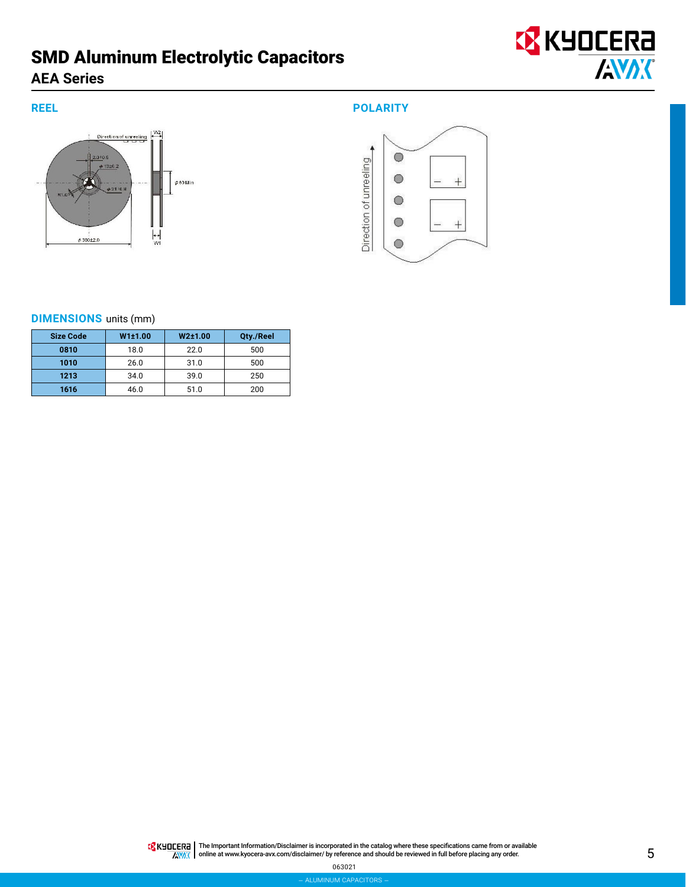## REEL

Direction of unreeling

W2

2.0±0.5

ϕ 13±0.2

ϕ 21±0.8

R1.0

ϕ 50Min

ϕ 380±2.0

W1

## POLARITY

Direction of unreeling

– +

– +

## DIMENSIONS units (mm)

| Size Code | W1±1.00 | W2±1.00 | Qty./Reel |
|---|---|---|---|
| 0810 | 18.0 | 22.0 | 500 |
| 1010 | 26.0 | 31.0 | 500 |
| 1213 | 34.0 | 39.0 | 250 |
| 1616 | 46.0 | 51.0 | 200 |